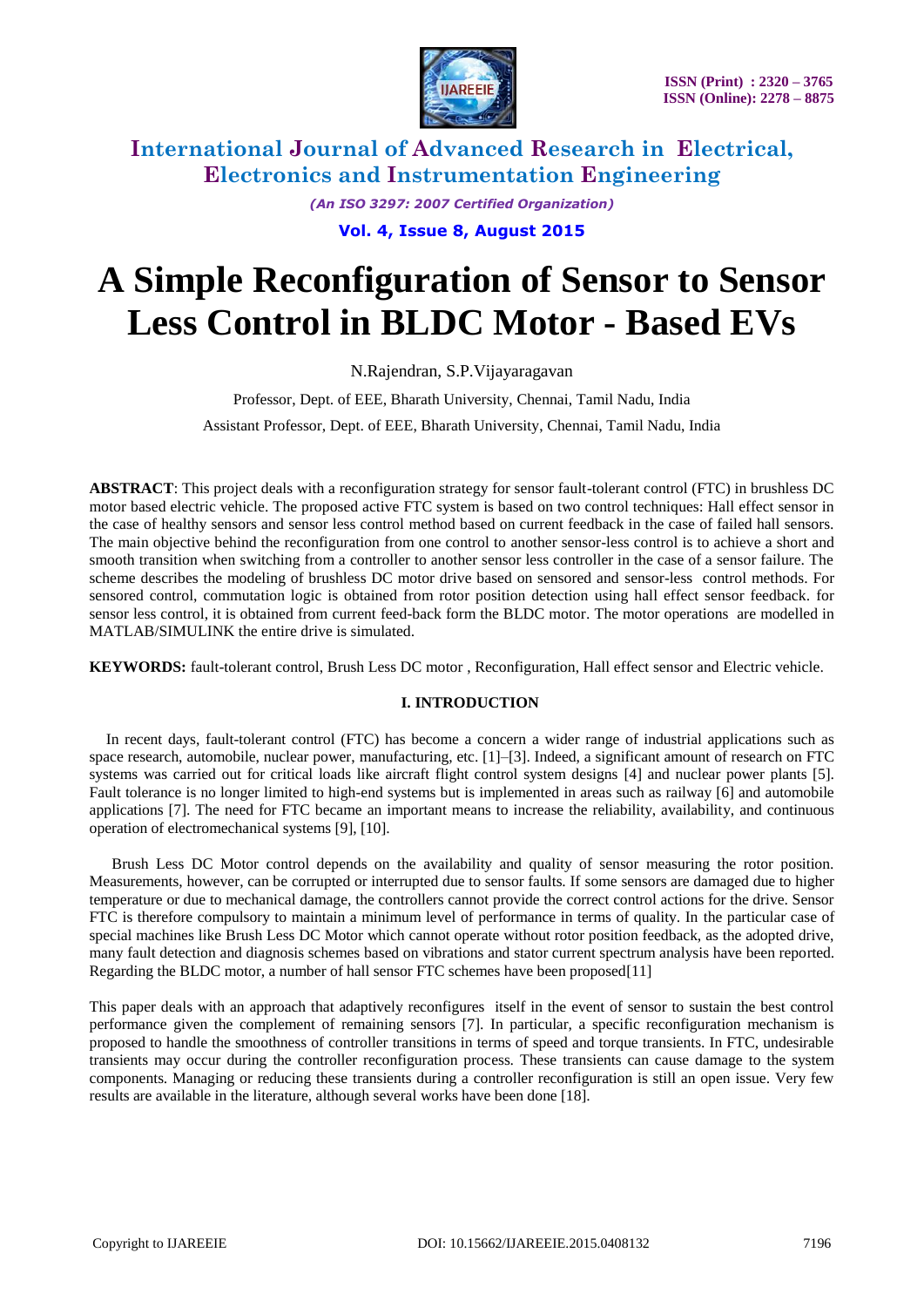# A Simple Reconfiguration of Sensor to Sensor Less Control in BLDC Motor - Based EVs

N.Rajendran, S.P.Vijayaragavan

Professor, Dept. of EEE, Bharath University, Chennai, Tamil Nadu, India

Assistant Professor, Dept. of EEE, Bharath University, Chennai, Tamil Nadu, India

**ABSTRACT**: This project deals with a reconfiguration strategy for sensor fault-tolerant control (FTC) in brushless DC motor based electric vehicle. The proposed active FTC system is based on two control techniques: Hall effect sensor in the case of healthy sensors and sensor less control method based on current feedback in the case of failed hall sensors. The main objective behind the reconfiguration from one control to another sensor-less control is to achieve a short and smooth transition when switching from a controller to another sensor less controller in the case of a sensor failure. The scheme describes the modeling of brushless DC motor drive based on sensored and sensor-less control methods. For sensored control, commutation logic is obtained from rotor position detection using hall effect sensor feedback. for sensor less control, it is obtained from current feed-back form the BLDC motor. The motor operations are modelled in MATLAB/SIMULINK the entire drive is simulated.

**KEYWORDS:** fault-tolerant control, Brush Less DC motor , Reconfiguration, Hall effect sensor and Electric vehicle.

## I. INTRODUCTION

In recent days, fault-tolerant control (FTC) has become a concern a wider range of industrial applications such as space research, automobile, nuclear power, manufacturing, etc. [1]–[3]. Indeed, a significant amount of research on FTC systems was carried out for critical loads like aircraft flight control system designs [4] and nuclear power plants [5]. Fault tolerance is no longer limited to high-end systems but is implemented in areas such as railway [6] and automobile applications [7]. The need for FTC became an important means to increase the reliability, availability, and continuous operation of electromechanical systems [9], [10].

Brush Less DC Motor control depends on the availability and quality of sensor measuring the rotor position. Measurements, however, can be corrupted or interrupted due to sensor faults. If some sensors are damaged due to higher temperature or due to mechanical damage, the controllers cannot provide the correct control actions for the drive. Sensor FTC is therefore compulsory to maintain a minimum level of performance in terms of quality. In the particular case of special machines like Brush Less DC Motor which cannot operate without rotor position feedback, as the adopted drive, many fault detection and diagnosis schemes based on vibrations and stator current spectrum analysis have been reported. Regarding the BLDC motor, a number of hall sensor FTC schemes have been proposed[11]

This paper deals with an approach that adaptively reconfigures itself in the event of sensor to sustain the best control performance given the complement of remaining sensors [7]. In particular, a specific reconfiguration mechanism is proposed to handle the smoothness of controller transitions in terms of speed and torque transients. In FTC, undesirable transients may occur during the controller reconfiguration process. These transients can cause damage to the system components. Managing or reducing these transients during a controller reconfiguration is still an open issue. Very few results are available in the literature, although several works have been done [18].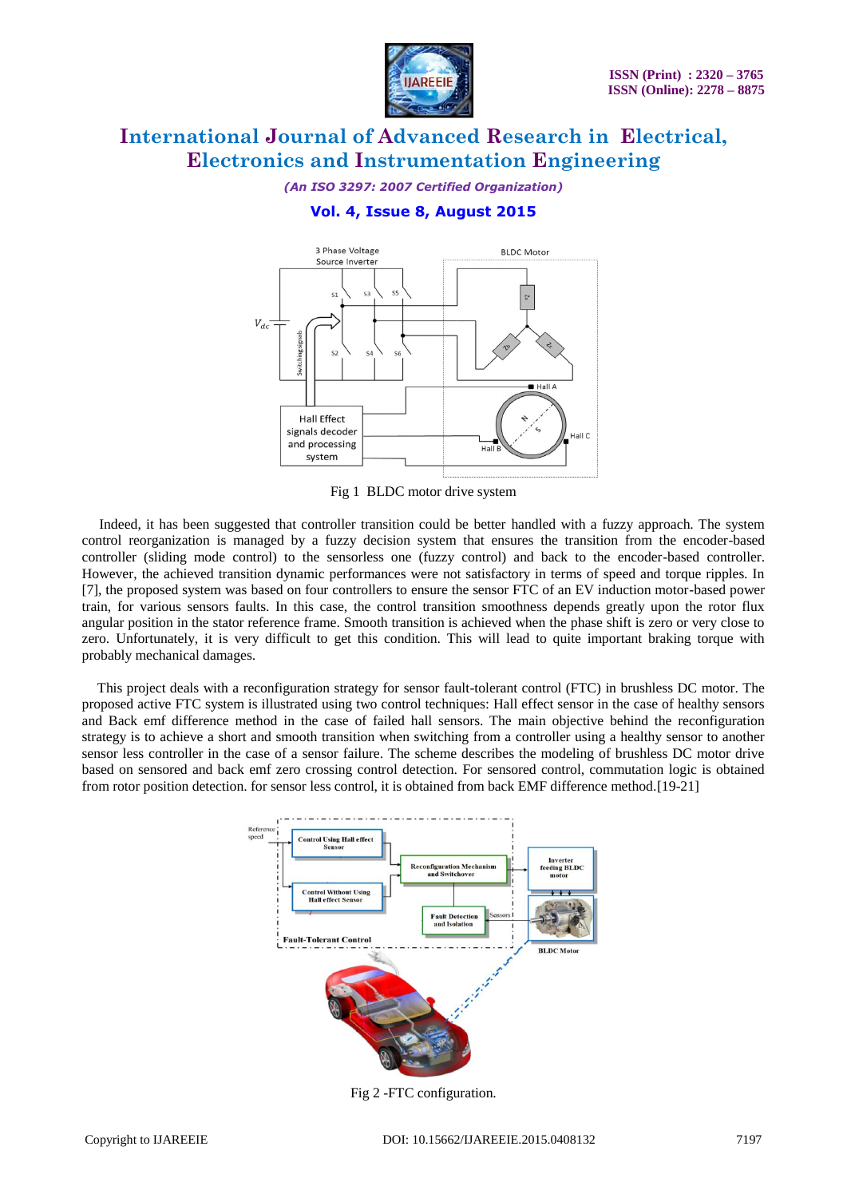Fig 1 BLDC motor drive system

Indeed, it has been suggested that controller transition could be better handled with a fuzzy approach. The system control reorganization is managed by a fuzzy decision system that ensures the transition from the encoder-based controller (sliding mode control) to the sensorless one (fuzzy control) and back to the encoder-based controller. However, the achieved transition dynamic performances were not satisfactory in terms of speed and torque ripples. In [7], the proposed system was based on four controllers to ensure the sensor FTC of an EV induction motor-based power train, for various sensors faults. In this case, the control transition smoothness depends greatly upon the rotor flux angular position in the stator reference frame. Smooth transition is achieved when the phase shift is zero or very close to zero. Unfortunately, it is very difficult to get this condition. This will lead to quite important braking torque with probably mechanical damages.

This project deals with a reconfiguration strategy for sensor fault-tolerant control (FTC) in brushless DC motor. The proposed active FTC system is illustrated using two control techniques: Hall effect sensor in the case of healthy sensors and Back emf difference method in the case of failed hall sensors. The main objective behind the reconfiguration strategy is to achieve a short and smooth transition when switching from a controller using a healthy sensor to another sensor less controller in the case of a sensor failure. The scheme describes the modeling of brushless DC motor drive based on sensored and back emf zero crossing control detection. For sensored control, commutation logic is obtained from rotor position detection. for sensor less control, it is obtained from back EMF difference method.[19-21]

Fig 2 -FTC configuration.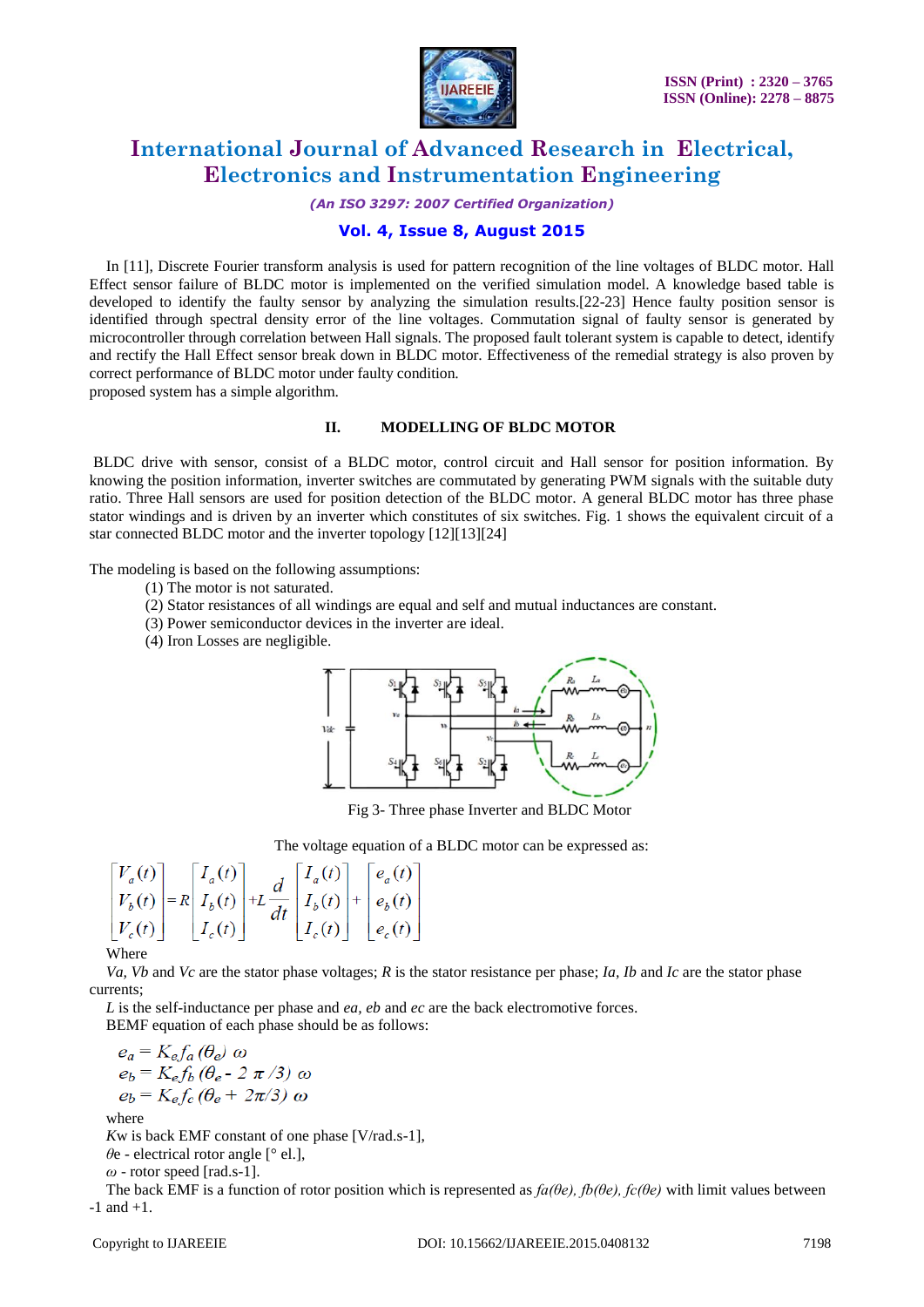In [11], Discrete Fourier transform analysis is used for pattern recognition of the line voltages of BLDC motor. Hall Effect sensor failure of BLDC motor is implemented on the verified simulation model. A knowledge based table is developed to identify the faulty sensor by analyzing the simulation results.[22-23] Hence faulty position sensor is identified through spectral density error of the line voltages. Commutation signal of faulty sensor is generated by microcontroller through correlation between Hall signals. The proposed fault tolerant system is capable to detect, identify and rectify the Hall Effect sensor break down in BLDC motor. Effectiveness of the remedial strategy is also proven by correct performance of BLDC motor under faulty condition.
proposed system has a simple algorithm.

## II. MODELLING OF BLDC MOTOR

BLDC drive with sensor, consist of a BLDC motor, control circuit and Hall sensor for position information. By knowing the position information, inverter switches are commutated by generating PWM signals with the suitable duty ratio. Three Hall sensors are used for position detection of the BLDC motor. A general BLDC motor has three phase stator windings and is driven by an inverter which constitutes of six switches. Fig. 1 shows the equivalent circuit of a star connected BLDC motor and the inverter topology [12][13][24]

The modeling is based on the following assumptions:

(1) The motor is not saturated.
(2) Stator resistances of all windings are equal and self and mutual inductances are constant.
(3) Power semiconductor devices in the inverter are ideal.
(4) Iron Losses are negligible.

Fig 3- Three phase Inverter and BLDC Motor

The voltage equation of a BLDC motor can be expressed as:

$$\begin{bmatrix} V_a(t) \\ V_b(t) \\ V_c(t) \end{bmatrix} = R \begin{bmatrix} I_a(t) \\ I_b(t) \\ I_c(t) \end{bmatrix} + L\frac{d}{dt}\begin{bmatrix} I_a(t) \\ I_b(t) \\ I_c(t) \end{bmatrix} + \begin{bmatrix} e_a(t) \\ e_b(t) \\ e_c(t) \end{bmatrix}$$

Where

*Va*, *Vb* and *Vc* are the stator phase voltages; *R* is the stator resistance per phase; *Ia*, *Ib* and *Ic* are the stator phase currents;

*L* is the self-inductance per phase and *ea*, *eb* and *ec* are the back electromotive forces.

BEMF equation of each phase should be as follows:

$$e_a = K_e f_a(\theta_e)\ \omega$$
$$e_b = K_e f_b(\theta_e - 2\pi/3)\ \omega$$
$$e_b = K_e f_c(\theta_e + 2\pi/3)\ \omega$$

where

*Kw* is back EMF constant of one phase [V/rad.s-1],

$\theta$e - electrical rotor angle [° el.],

$\omega$ - rotor speed [rad.s-1].

The back EMF is a function of rotor position which is represented as $fa(\theta e)$, $fb(\theta e)$, $fc(\theta e)$ with limit values between -1 and +1.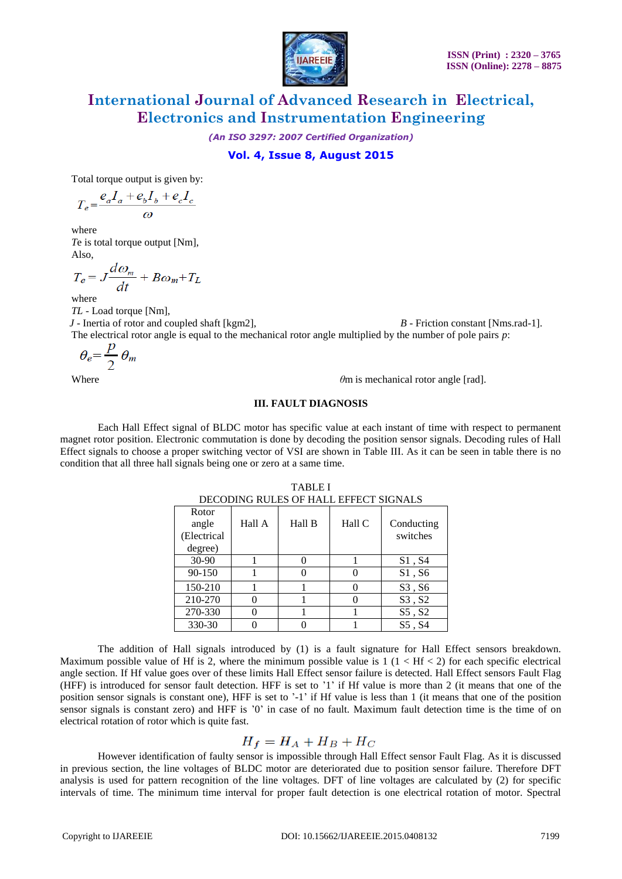Total torque output is given by:

$$T_e = \frac{e_a I_a + e_b I_b + e_c I_c}{\omega}$$

where

*Te* is total torque output [Nm],

Also,

$$T_e = J\frac{d\omega_m}{dt} + B\omega_m + T_L$$

where

*TL* - Load torque [Nm],

*J* - Inertia of rotor and coupled shaft [kgm2], *B* - Friction constant [Nms.rad-1].

The electrical rotor angle is equal to the mechanical rotor angle multiplied by the number of pole pairs *p*:

$$\theta_e = \frac{p}{2}\theta_m$$

Where $\theta m$ is mechanical rotor angle [rad].

## III. FAULT DIAGNOSIS

Each Hall Effect signal of BLDC motor has specific value at each instant of time with respect to permanent magnet rotor position. Electronic commutation is done by decoding the position sensor signals. Decoding rules of Hall Effect signals to choose a proper switching vector of VSI are shown in Table III. As it can be seen in table there is no condition that all three hall signals being one or zero at a same time.

TABLE I
DECODING RULES OF HALL EFFECT SIGNALS

| Rotor angle (Electrical degree) | Hall A | Hall B | Hall C | Conducting switches |
|---|---|---|---|---|
| 30-90 | 1 | 0 | 1 | S1 , S4 |
| 90-150 | 1 | 0 | 0 | S1 , S6 |
| 150-210 | 1 | 1 | 0 | S3 , S6 |
| 210-270 | 0 | 1 | 0 | S3 , S2 |
| 270-330 | 0 | 1 | 1 | S5 , S2 |
| 330-30 | 0 | 0 | 1 | S5 , S4 |

The addition of Hall signals introduced by (1) is a fault signature for Hall Effect sensors breakdown. Maximum possible value of Hf is 2, where the minimum possible value is 1 (1 < Hf < 2) for each specific electrical angle section. If Hf value goes over of these limits Hall Effect sensor failure is detected. Hall Effect sensors Fault Flag (HFF) is introduced for sensor fault detection. HFF is set to '1' if Hf value is more than 2 (it means that one of the position sensor signals is constant one), HFF is set to '-1' if Hf value is less than 1 (it means that one of the position sensor signals is constant zero) and HFF is '0' in case of no fault. Maximum fault detection time is the time of on electrical rotation of rotor which is quite fast.

$$H_f = H_A + H_B + H_C$$

However identification of faulty sensor is impossible through Hall Effect sensor Fault Flag. As it is discussed in previous section, the line voltages of BLDC motor are deteriorated due to position sensor failure. Therefore DFT analysis is used for pattern recognition of the line voltages. DFT of line voltages are calculated by (2) for specific intervals of time. The minimum time interval for proper fault detection is one electrical rotation of motor. Spectral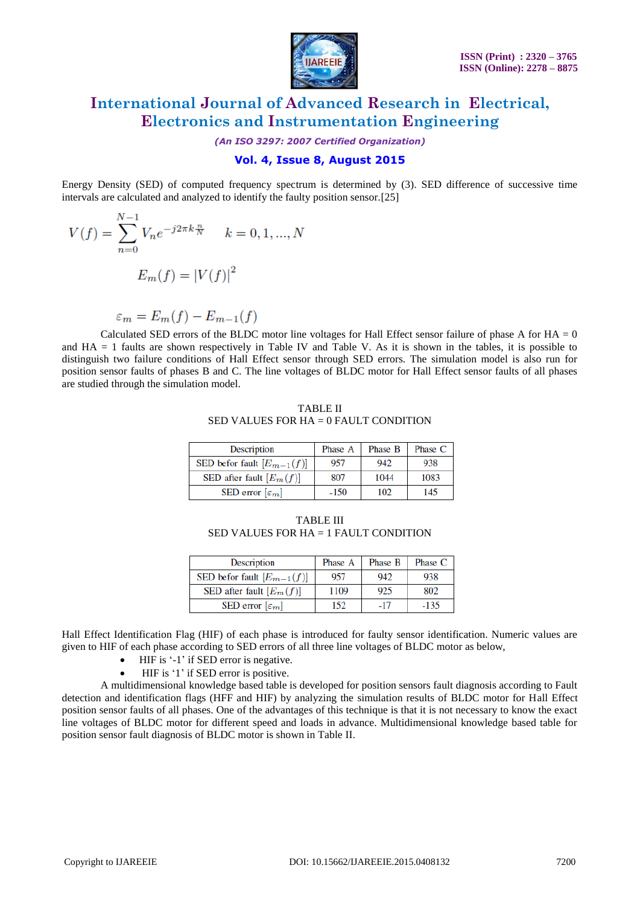Energy Density (SED) of computed frequency spectrum is determined by (3). SED difference of successive time intervals are calculated and analyzed to identify the faulty position sensor.[25]

$$V(f) = \sum_{n=0}^{N-1} V_n e^{-j2\pi k \frac{n}{N}} \qquad k = 0, 1, ..., N$$

$$E_m(f) = |V(f)|^2$$

$$\varepsilon_m = E_m(f) - E_{m-1}(f)$$

Calculated SED errors of the BLDC motor line voltages for Hall Effect sensor failure of phase A for HA = 0 and HA = 1 faults are shown respectively in Table IV and Table V. As it is shown in the tables, it is possible to distinguish two failure conditions of Hall Effect sensor through SED errors. The simulation model is also run for position sensor faults of phases B and C. The line voltages of BLDC motor for Hall Effect sensor faults of all phases are studied through the simulation model.

TABLE II
SED VALUES FOR HA = 0 FAULT CONDITION

| Description | Phase A | Phase B | Phase C |
|---|---|---|---|
| SED befor fault $[E_{m-1}(f)]$ | 957 | 942 | 938 |
| SED after fault $[E_m(f)]$ | 807 | 1044 | 1083 |
| SED error $[\varepsilon_m]$ | -150 | 102 | 145 |

TABLE III
SED VALUES FOR HA = 1 FAULT CONDITION

| Description | Phase A | Phase B | Phase C |
|---|---|---|---|
| SED befor fault $[E_{m-1}(f)]$ | 957 | 942 | 938 |
| SED after fault $[E_m(f)]$ | 1109 | 925 | 802 |
| SED error $[\varepsilon_m]$ | 152 | -17 | -135 |

Hall Effect Identification Flag (HIF) of each phase is introduced for faulty sensor identification. Numeric values are given to HIF of each phase according to SED errors of all three line voltages of BLDC motor as below,

- HIF is '-1' if SED error is negative.
- HIF is '1' if SED error is positive.

A multidimensional knowledge based table is developed for position sensors fault diagnosis according to Fault detection and identification flags (HFF and HIF) by analyzing the simulation results of BLDC motor for Hall Effect position sensor faults of all phases. One of the advantages of this technique is that it is not necessary to know the exact line voltages of BLDC motor for different speed and loads in advance. Multidimensional knowledge based table for position sensor fault diagnosis of BLDC motor is shown in Table II.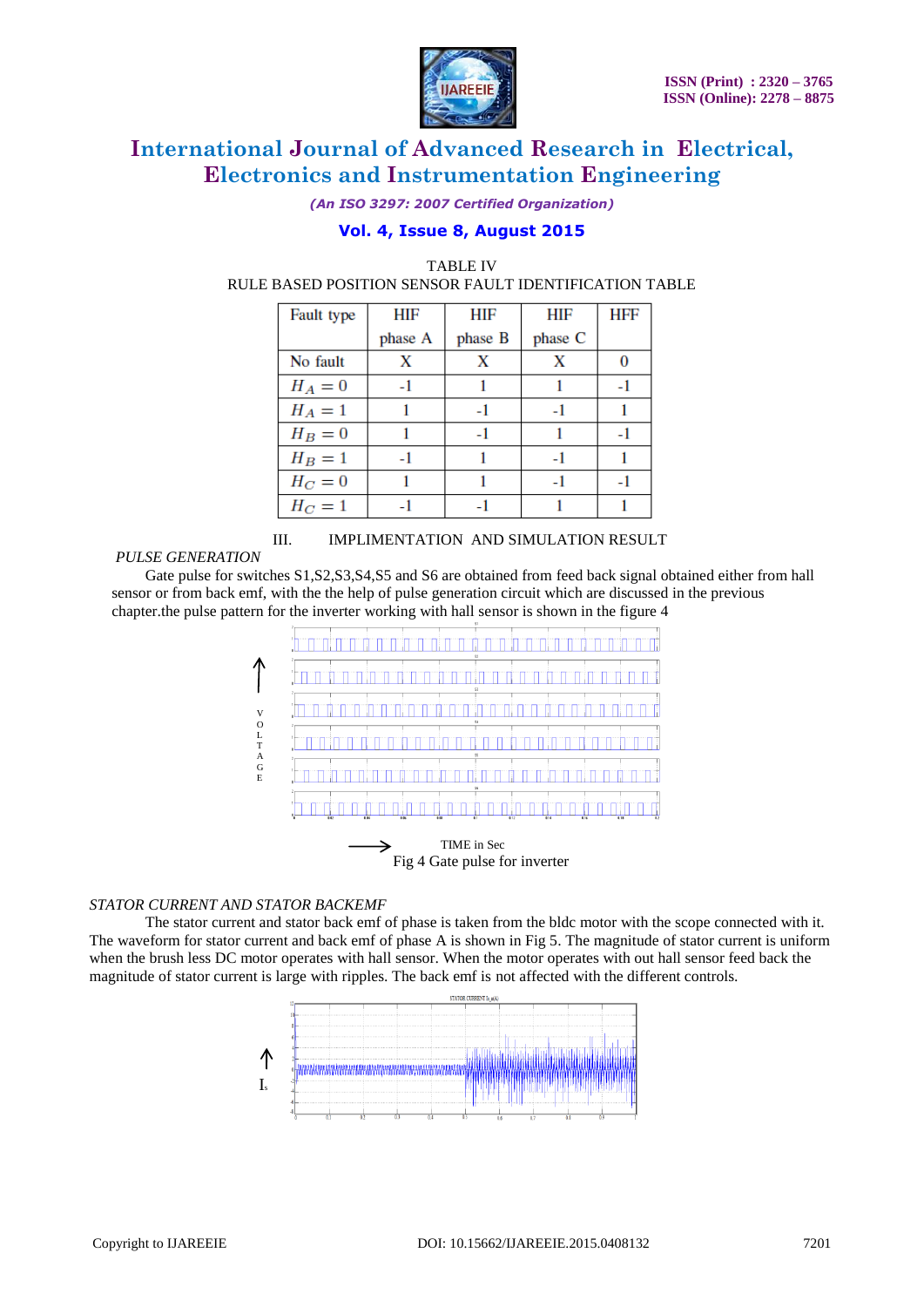TABLE IV

RULE BASED POSITION SENSOR FAULT IDENTIFICATION TABLE

| Fault type | HIF phase A | HIF phase B | HIF phase C | HFF |
|---|---|---|---|---|
| No fault | X | X | X | 0 |
| $H_A = 0$ | -1 | 1 | 1 | -1 |
| $H_A = 1$ | 1 | -1 | -1 | 1 |
| $H_B = 0$ | 1 | -1 | 1 | -1 |
| $H_B = 1$ | -1 | 1 | -1 | 1 |
| $H_C = 0$ | 1 | 1 | -1 | -1 |
| $H_C = 1$ | -1 | -1 | 1 | 1 |

## III. IMPLIMENTATION AND SIMULATION RESULT

*PULSE GENERATION*

Gate pulse for switches S1,S2,S3,S4,S5 and S6 are obtained from feed back signal obtained either from hall sensor or from back emf, with the the help of pulse generation circuit which are discussed in the previous chapter.the pulse pattern for the inverter working with hall sensor is shown in the figure 4

Fig 4 Gate pulse for inverter

*STATOR CURRENT AND STATOR BACKEMF*

The stator current and stator back emf of phase is taken from the bldc motor with the scope connected with it. The waveform for stator current and back emf of phase A is shown in Fig 5. The magnitude of stator current is uniform when the brush less DC motor operates with hall sensor. When the motor operates with out hall sensor feed back the magnitude of stator current is large with ripples. The back emf is not affected with the different controls.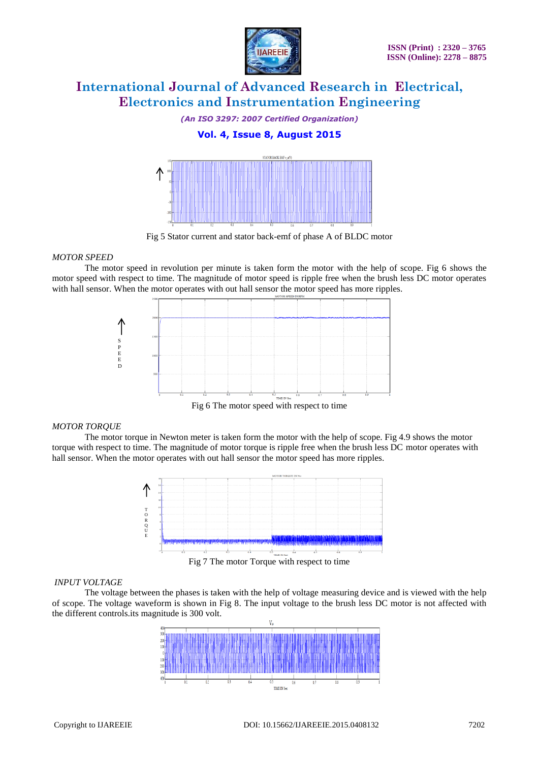Fig 5 Stator current and stator back-emf of phase A of BLDC motor

*MOTOR SPEED*

The motor speed in revolution per minute is taken form the motor with the help of scope. Fig 6 shows the motor speed with respect to time. The magnitude of motor speed is ripple free when the brush less DC motor operates with hall sensor. When the motor operates with out hall sensor the motor speed has more ripples.

Fig 6 The motor speed with respect to time

*MOTOR TORQUE*

The motor torque in Newton meter is taken form the motor with the help of scope. Fig 4.9 shows the motor torque with respect to time. The magnitude of motor torque is ripple free when the brush less DC motor operates with hall sensor. When the motor operates with out hall sensor the motor speed has more ripples.

Fig 7 The motor Torque with respect to time

*INPUT VOLTAGE*

The voltage between the phases is taken with the help of voltage measuring device and is viewed with the help of scope. The voltage waveform is shown in Fig 8. The input voltage to the brush less DC motor is not affected with the different controls.its magnitude is 300 volt.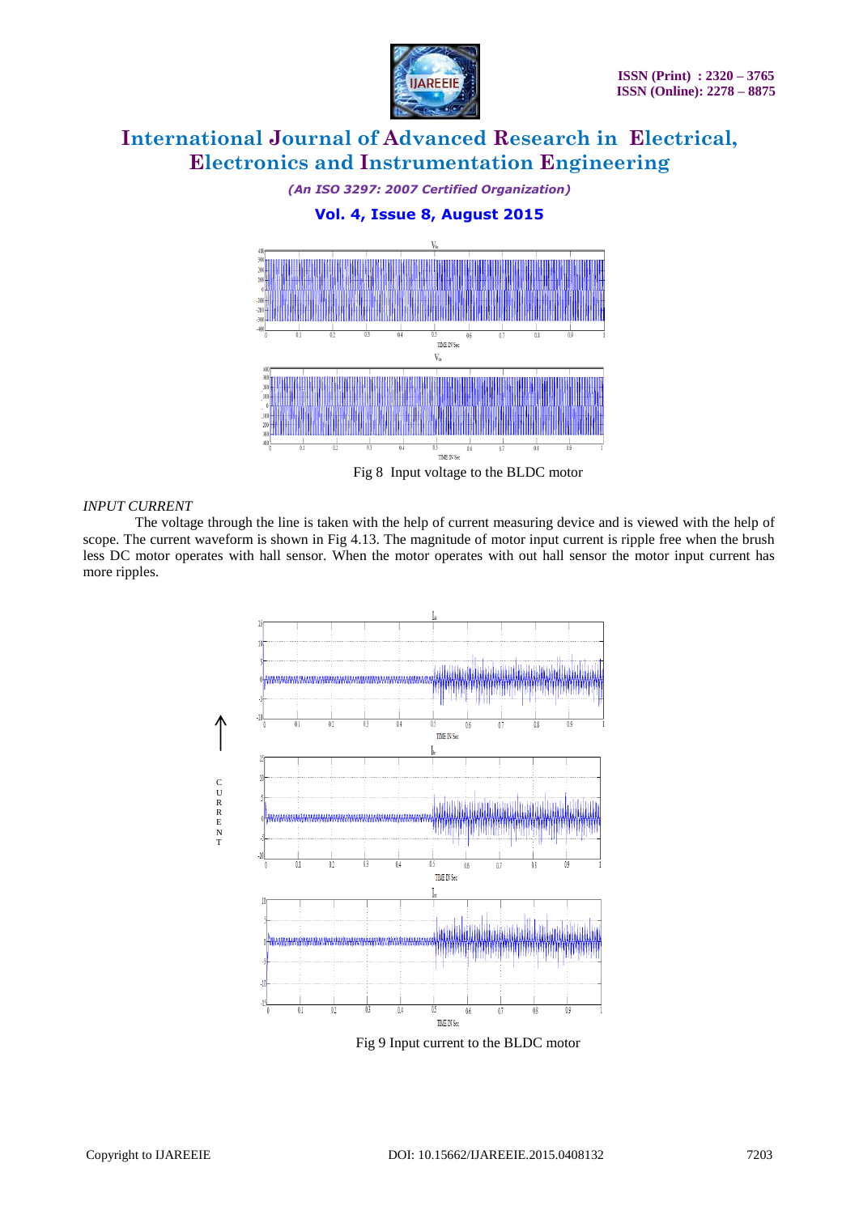Fig 8 Input voltage to the BLDC motor

*INPUT CURRENT*

The voltage through the line is taken with the help of current measuring device and is viewed with the help of scope. The current waveform is shown in Fig 4.13. The magnitude of motor input current is ripple free when the brush less DC motor operates with hall sensor. When the motor operates with out hall sensor the motor input current has more ripples.

Fig 9 Input current to the BLDC motor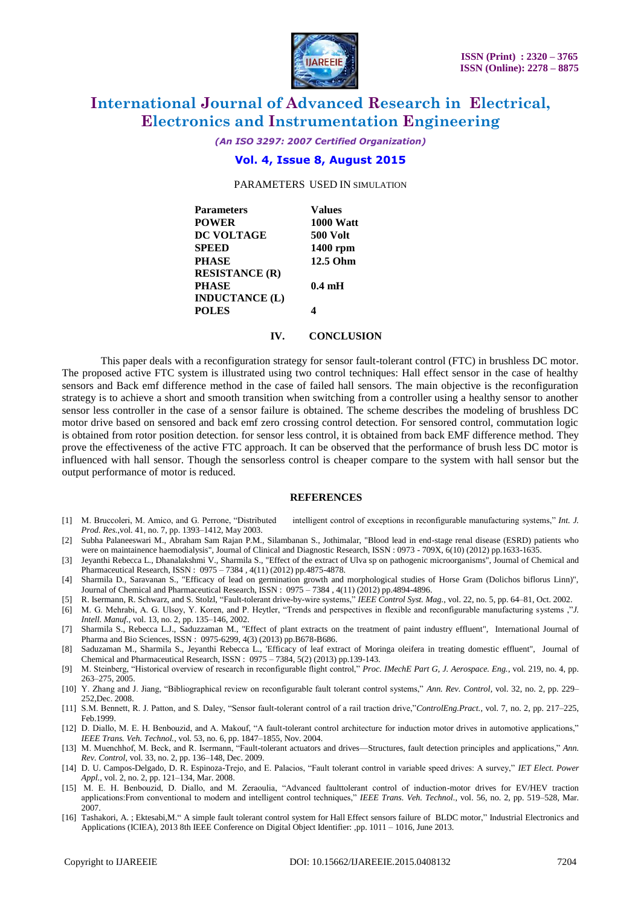PARAMETERS USED IN SIMULATION

| Parameters | Values |
| --- | --- |
| POWER | 1000 Watt |
| DC VOLTAGE | 500 Volt |
| SPEED | 1400 rpm |
| PHASE RESISTANCE (R) | 12.5 Ohm |
| PHASE INDUCTANCE (L) | 0.4 mH |
| POLES | 4 |

## IV. CONCLUSION

This paper deals with a reconfiguration strategy for sensor fault-tolerant control (FTC) in brushless DC motor. The proposed active FTC system is illustrated using two control techniques: Hall effect sensor in the case of healthy sensors and Back emf difference method in the case of failed hall sensors. The main objective is the reconfiguration strategy is to achieve a short and smooth transition when switching from a controller using a healthy sensor to another sensor less controller in the case of a sensor failure is obtained. The scheme describes the modeling of brushless DC motor drive based on sensored and back emf zero crossing control detection. For sensored control, commutation logic is obtained from rotor position detection. for sensor less control, it is obtained from back EMF difference method. They prove the effectiveness of the active FTC approach. It can be observed that the performance of brush less DC motor is influenced with hall sensor. Though the sensorless control is cheaper compare to the system with hall sensor but the output performance of motor is reduced.

## REFERENCES

[1] M. Bruccoleri, M. Amico, and G. Perrone, "Distributed intelligent control of exceptions in reconfigurable manufacturing systems," *Int. J. Prod. Res.*,vol. 41, no. 7, pp. 1393–1412, May 2003.

[2] Subha Palaneeswari M., Abraham Sam Rajan P.M., Silambanan S., Jothimalar, "Blood lead in end-stage renal disease (ESRD) patients who were on maintainence haemodialysis", Journal of Clinical and Diagnostic Research, ISSN : 0973 - 709X, 6(10) (2012) pp.1633-1635.

[3] Jeyanthi Rebecca L., Dhanalakshmi V., Sharmila S., "Effect of the extract of Ulva sp on pathogenic microorganisms", Journal of Chemical and Pharmaceutical Research, ISSN : 0975 – 7384 , 4(11) (2012) pp.4875-4878.

[4] Sharmila D., Saravanan S., "Efficacy of lead on germination growth and morphological studies of Horse Gram (Dolichos biflorus Linn)", Journal of Chemical and Pharmaceutical Research, ISSN : 0975 – 7384 , 4(11) (2012) pp.4894-4896.

[5] R. Isermann, R. Schwarz, and S. Stolzl, "Fault-tolerant drive-by-wire systems," *IEEE Control Syst. Mag.*, vol. 22, no. 5, pp. 64–81, Oct. 2002.

[6] M. G. Mehrabi, A. G. Ulsoy, Y. Koren, and P. Heytler, "Trends and perspectives in flexible and reconfigurable manufacturing systems ," *J. Intell. Manuf.*, vol. 13, no. 2, pp. 135–146, 2002.

[7] Sharmila S., Rebecca L.J., Saduzzaman M., "Effect of plant extracts on the treatment of paint industry effluent", International Journal of Pharma and Bio Sciences, ISSN : 0975-6299, 4(3) (2013) pp.B678-B686.

[8] Saduzaman M., Sharmila S., Jeyanthi Rebecca L., 'Efficacy of leaf extract of Moringa oleifera in treating domestic effluent", Journal of Chemical and Pharmaceutical Research, ISSN : 0975 – 7384, 5(2) (2013) pp.139-143.

[9] M. Steinberg, "Historical overview of research in reconfigurable flight control," *Proc. IMechE Part G, J. Aerospace. Eng.*, vol. 219, no. 4, pp. 263–275, 2005.

[10] Y. Zhang and J. Jiang, "Bibliographical review on reconfigurable fault tolerant control systems," *Ann. Rev. Control*, vol. 32, no. 2, pp. 229–252,Dec. 2008.

[11] S.M. Bennett, R. J. Patton, and S. Daley, "Sensor fault-tolerant control of a rail traction drive,"*ControlEng.Pract.*, vol. 7, no. 2, pp. 217–225, Feb.1999.

[12] D. Diallo, M. E. H. Benbouzid, and A. Makouf, "A fault-tolerant control architecture for induction motor drives in automotive applications," *IEEE Trans. Veh. Technol.*, vol. 53, no. 6, pp. 1847–1855, Nov. 2004.

[13] M. Muenchhof, M. Beck, and R. Isermann, "Fault-tolerant actuators and drives—Structures, fault detection principles and applications," *Ann. Rev. Control*, vol. 33, no. 2, pp. 136–148, Dec. 2009.

[14] D. U. Campos-Delgado, D. R. Espinoza-Trejo, and E. Palacios, "Fault tolerant control in variable speed drives: A survey," *IET Elect. Power Appl.*, vol. 2, no. 2, pp. 121–134, Mar. 2008.

[15] M. E. H. Benbouzid, D. Diallo, and M. Zeraoulia, "Advanced faulttolerant control of induction-motor drives for EV/HEV traction applications:From conventional to modern and intelligent control techniques," *IEEE Trans. Veh. Technol.*, vol. 56, no. 2, pp. 519–528, Mar. 2007.

[16] Tashakori, A. ; Ektesabi,M." A simple fault tolerant control system for Hall Effect sensors failure of BLDC motor," Industrial Electronics and Applications (ICIEA), 2013 8th IEEE Conference on Digital Object Identifier: ,pp. 1011 – 1016, June 2013.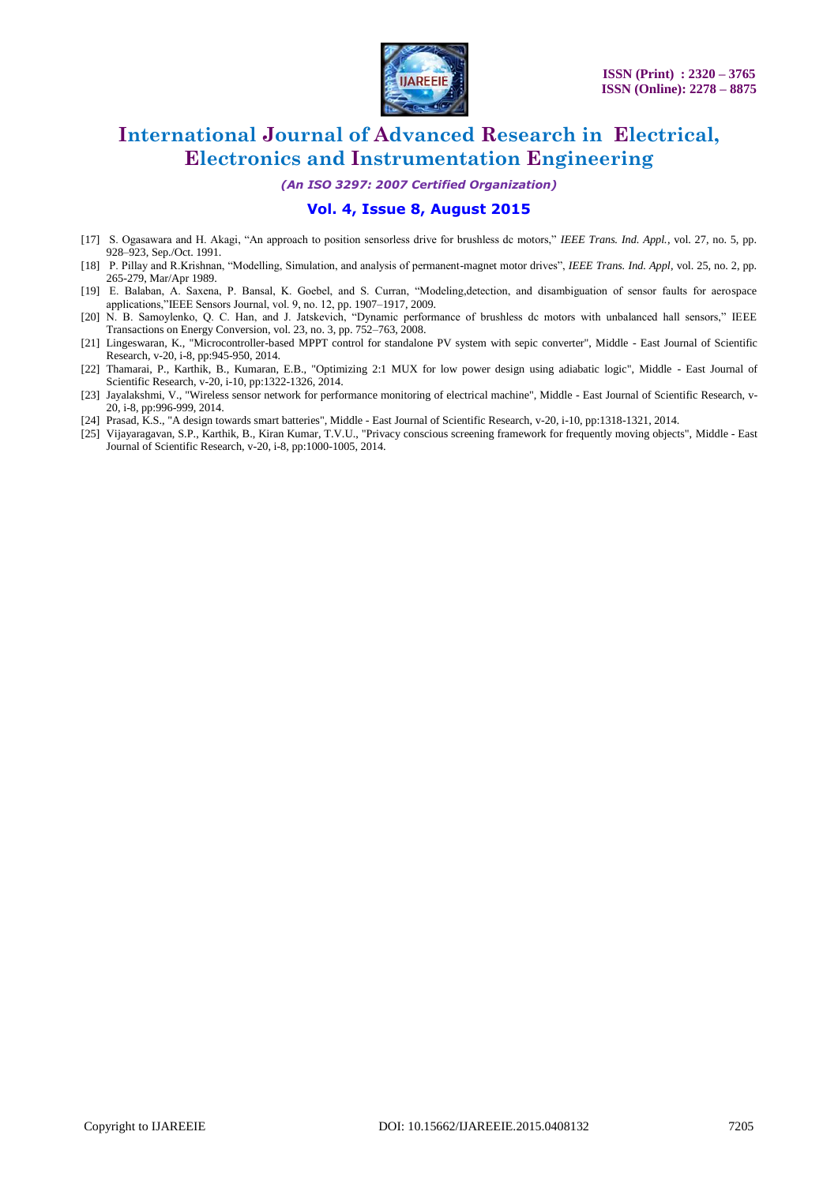[17] S. Ogasawara and H. Akagi, "An approach to position sensorless drive for brushless dc motors," *IEEE Trans. Ind. Appl.*, vol. 27, no. 5, pp. 928–923, Sep./Oct. 1991.

[18] P. Pillay and R.Krishnan, "Modelling, Simulation, and analysis of permanent-magnet motor drives", *IEEE Trans. Ind. Appl*, vol. 25, no. 2, pp. 265-279, Mar/Apr 1989.

[19] E. Balaban, A. Saxena, P. Bansal, K. Goebel, and S. Curran, "Modeling,detection, and disambiguation of sensor faults for aerospace applications,"IEEE Sensors Journal, vol. 9, no. 12, pp. 1907–1917, 2009.

[20] N. B. Samoylenko, Q. C. Han, and J. Jatskevich, "Dynamic performance of brushless dc motors with unbalanced hall sensors," IEEE Transactions on Energy Conversion, vol. 23, no. 3, pp. 752–763, 2008.

[21] Lingeswaran, K., "Microcontroller-based MPPT control for standalone PV system with sepic converter", Middle - East Journal of Scientific Research, v-20, i-8, pp:945-950, 2014.

[22] Thamarai, P., Karthik, B., Kumaran, E.B., "Optimizing 2:1 MUX for low power design using adiabatic logic", Middle - East Journal of Scientific Research, v-20, i-10, pp:1322-1326, 2014.

[23] Jayalakshmi, V., "Wireless sensor network for performance monitoring of electrical machine", Middle - East Journal of Scientific Research, v-20, i-8, pp:996-999, 2014.

[24] Prasad, K.S., "A design towards smart batteries", Middle - East Journal of Scientific Research, v-20, i-10, pp:1318-1321, 2014.

[25] Vijayaragavan, S.P., Karthik, B., Kiran Kumar, T.V.U., "Privacy conscious screening framework for frequently moving objects", Middle - East Journal of Scientific Research, v-20, i-8, pp:1000-1005, 2014.